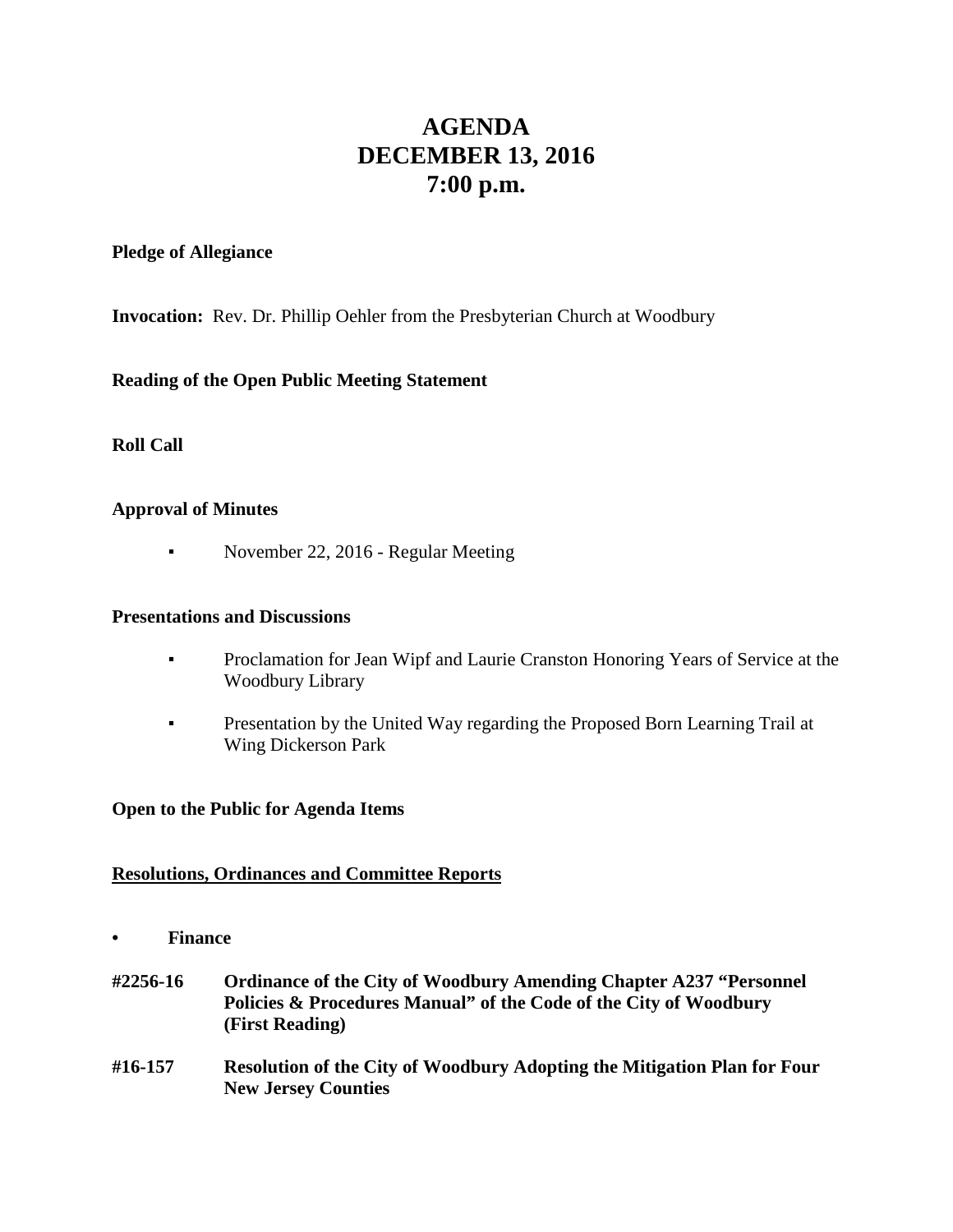# AGENDA
# DECEMBER 13, 2016
# 7:00 p.m.

**Pledge of Allegiance**

**Invocation:** Rev. Dr. Phillip Oehler from the Presbyterian Church at Woodbury

**Reading of the Open Public Meeting Statement**

**Roll Call**

**Approval of Minutes**

- November 22, 2016 - Regular Meeting

**Presentations and Discussions**

- Proclamation for Jean Wipf and Laurie Cranston Honoring Years of Service at the Woodbury Library
- Presentation by the United Way regarding the Proposed Born Learning Trail at Wing Dickerson Park

**Open to the Public for Agenda Items**

**<u>Resolutions, Ordinances and Committee Reports</u>**

- **Finance**

**#2256-16 Ordinance of the City of Woodbury Amending Chapter A237 "Personnel Policies & Procedures Manual" of the Code of the City of Woodbury (First Reading)**

**#16-157 Resolution of the City of Woodbury Adopting the Mitigation Plan for Four New Jersey Counties**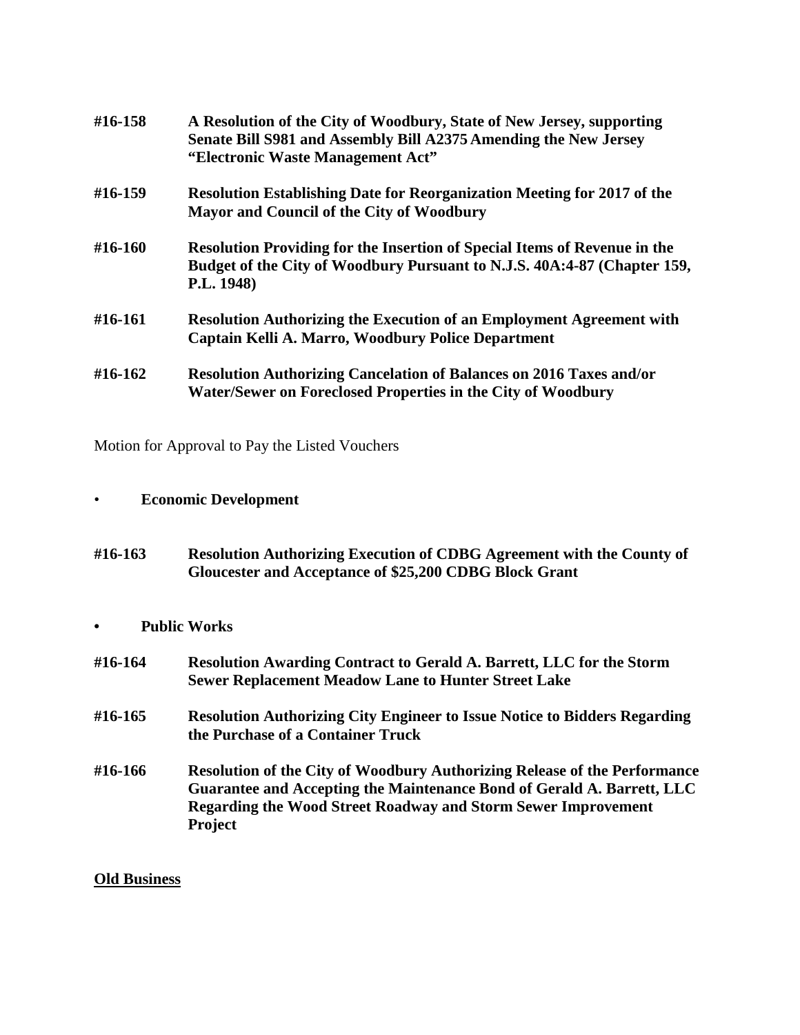**#16-158** **A Resolution of the City of Woodbury, State of New Jersey, supporting Senate Bill S981 and Assembly Bill A2375 Amending the New Jersey "Electronic Waste Management Act"**

**#16-159** **Resolution Establishing Date for Reorganization Meeting for 2017 of the Mayor and Council of the City of Woodbury**

**#16-160** **Resolution Providing for the Insertion of Special Items of Revenue in the Budget of the City of Woodbury Pursuant to N.J.S. 40A:4-87 (Chapter 159, P.L. 1948)**

**#16-161** **Resolution Authorizing the Execution of an Employment Agreement with Captain Kelli A. Marro, Woodbury Police Department**

**#16-162** **Resolution Authorizing Cancelation of Balances on 2016 Taxes and/or Water/Sewer on Foreclosed Properties in the City of Woodbury**

Motion for Approval to Pay the Listed Vouchers

- **Economic Development**

**#16-163** **Resolution Authorizing Execution of CDBG Agreement with the County of Gloucester and Acceptance of $25,200 CDBG Block Grant**

- **Public Works**

**#16-164** **Resolution Awarding Contract to Gerald A. Barrett, LLC for the Storm Sewer Replacement Meadow Lane to Hunter Street Lake**

**#16-165** **Resolution Authorizing City Engineer to Issue Notice to Bidders Regarding the Purchase of a Container Truck**

**#16-166** **Resolution of the City of Woodbury Authorizing Release of the Performance Guarantee and Accepting the Maintenance Bond of Gerald A. Barrett, LLC Regarding the Wood Street Roadway and Storm Sewer Improvement Project**

**Old Business**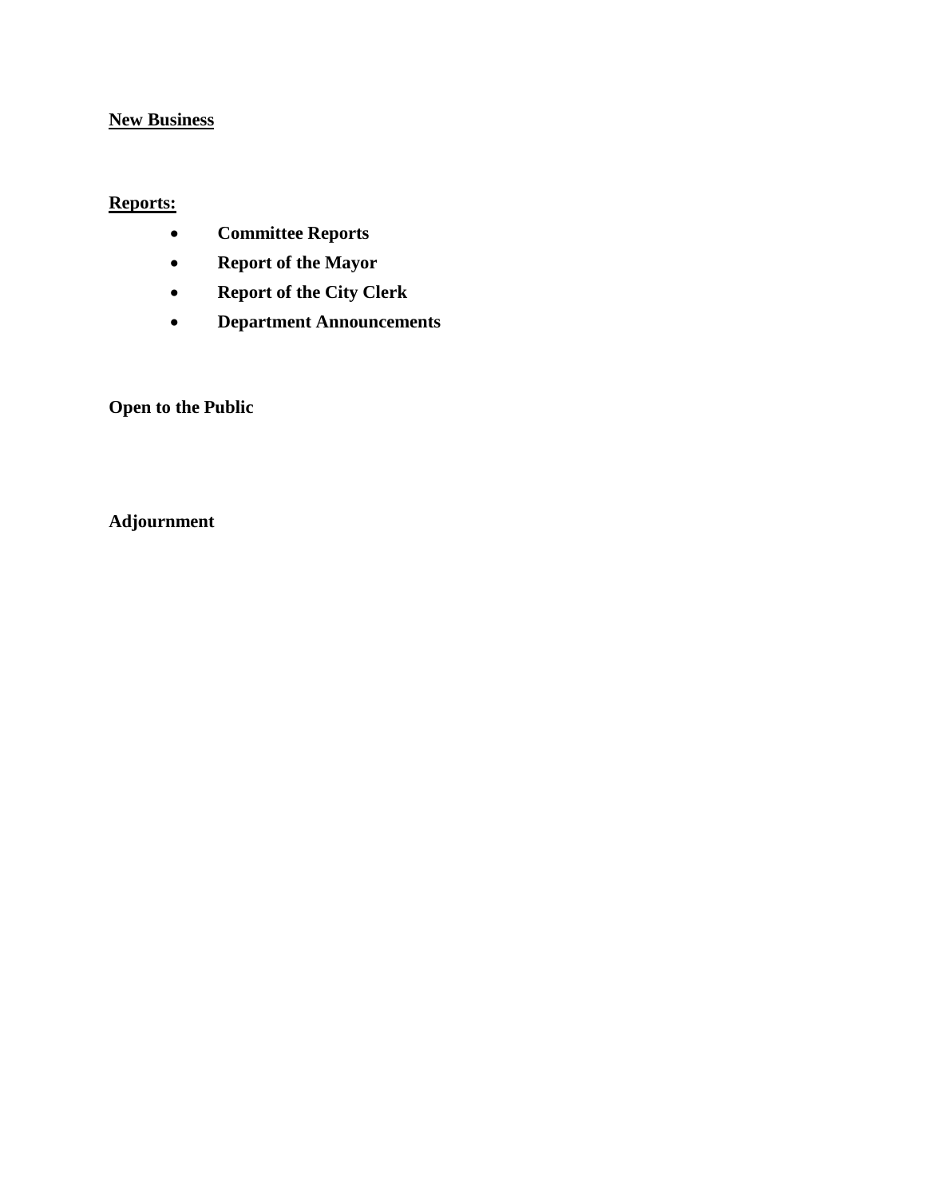**New Business**

**Reports:**

- **Committee Reports**
- **Report of the Mayor**
- **Report of the City Clerk**
- **Department Announcements**

**Open to the Public**

**Adjournment**